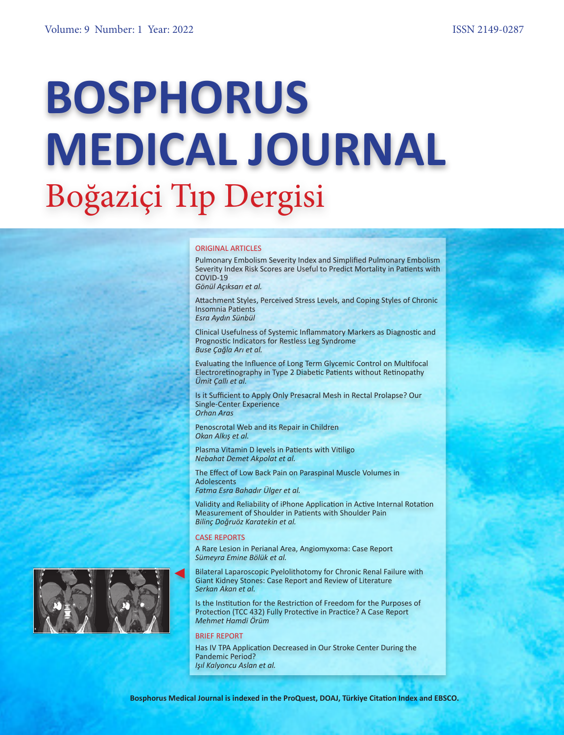Volume: 9 Number: 1 Year: 2022

ISSN 2149-0287

# BOSPHORUS MEDICAL JOURNAL

## Boğaziçi Tıp Dergisi

### ORIGINAL ARTICLES

Pulmonary Embolism Severity Index and Simplified Pulmonary Embolism Severity Index Risk Scores are Useful to Predict Mortality in Patients with COVID-19
*Gönül Açıksarı et al.*

Attachment Styles, Perceived Stress Levels, and Coping Styles of Chronic Insomnia Patients
*Esra Aydın Sünbül*

Clinical Usefulness of Systemic Inflammatory Markers as Diagnostic and Prognostic Indicators for Restless Leg Syndrome
*Buse Çağla Arı et al.*

Evaluating the Influence of Long Term Glycemic Control on Multifocal Electroretinography in Type 2 Diabetic Patients without Retinopathy
*Ümit Çallı et al.*

Is it Sufficient to Apply Only Presacral Mesh in Rectal Prolapse? Our Single-Center Experience
*Orhan Aras*

Penoscrotal Web and its Repair in Children
*Okan Alkış et al.*

Plasma Vitamin D levels in Patients with Vitiligo
*Nebahat Demet Akpolat et al.*

The Effect of Low Back Pain on Paraspinal Muscle Volumes in Adolescents
*Fatma Esra Bahadır Ülger et al.*

Validity and Reliability of iPhone Application in Active Internal Rotation Measurement of Shoulder in Patients with Shoulder Pain
*Bilinç Doğruöz Karatekin et al.*

### CASE REPORTS

A Rare Lesion in Perianal Area, Angiomyxoma: Case Report
*Sümeyra Emine Bölük et al.*

Bilateral Laparoscopic Pyelolithotomy for Chronic Renal Failure with Giant Kidney Stones: Case Report and Review of Literature
*Serkan Akan et al.*

Is the Institution for the Restriction of Freedom for the Purposes of Protection (TCC 432) Fully Protective in Practice? A Case Report
*Mehmet Hamdi Örüm*

### BRIEF REPORT

Has IV TPA Application Decreased in Our Stroke Center During the Pandemic Period?
*Işıl Kalyoncu Aslan et al.*

**Bosphorus Medical Journal is indexed in the ProQuest, DOAJ, Türkiye Citation Index and EBSCO.**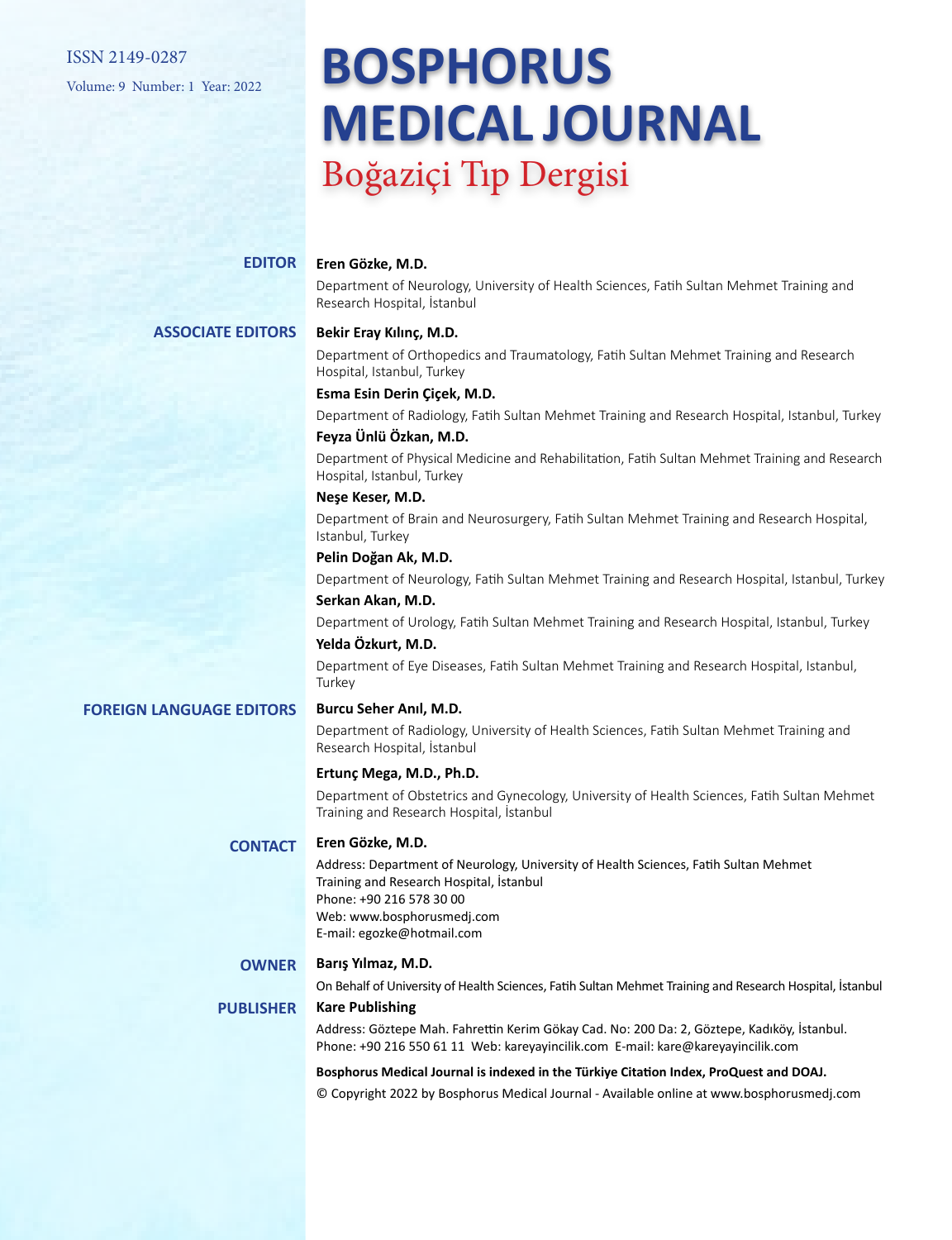ISSN 2149-0287

Volume: 9 Number: 1 Year: 2022

# BOSPHORUS MEDICAL JOURNAL

## Boğaziçi Tıp Dergisi

**EDITOR**

**Eren Gözke, M.D.**

Department of Neurology, University of Health Sciences, Fatih Sultan Mehmet Training and Research Hospital, İstanbul

**ASSOCIATE EDITORS**

**Bekir Eray Kılınç, M.D.**

Department of Orthopedics and Traumatology, Fatih Sultan Mehmet Training and Research Hospital, Istanbul, Turkey

**Esma Esin Derin Çiçek, M.D.**

Department of Radiology, Fatih Sultan Mehmet Training and Research Hospital, Istanbul, Turkey

**Feyza Ünlü Özkan, M.D.**

Department of Physical Medicine and Rehabilitation, Fatih Sultan Mehmet Training and Research Hospital, Istanbul, Turkey

**Neşe Keser, M.D.**

Department of Brain and Neurosurgery, Fatih Sultan Mehmet Training and Research Hospital, Istanbul, Turkey

**Pelin Doğan Ak, M.D.**

Department of Neurology, Fatih Sultan Mehmet Training and Research Hospital, Istanbul, Turkey

**Serkan Akan, M.D.**

Department of Urology, Fatih Sultan Mehmet Training and Research Hospital, Istanbul, Turkey

**Yelda Özkurt, M.D.**

Department of Eye Diseases, Fatih Sultan Mehmet Training and Research Hospital, Istanbul, Turkey

**FOREIGN LANGUAGE EDITORS**

**Burcu Seher Anıl, M.D.**

Department of Radiology, University of Health Sciences, Fatih Sultan Mehmet Training and Research Hospital, İstanbul

**Ertunç Mega, M.D., Ph.D.**

Department of Obstetrics and Gynecology, University of Health Sciences, Fatih Sultan Mehmet Training and Research Hospital, İstanbul

**CONTACT**

**Eren Gözke, M.D.**

Address: Department of Neurology, University of Health Sciences, Fatih Sultan Mehmet Training and Research Hospital, İstanbul
Phone: +90 216 578 30 00
Web: www.bosphorusmedj.com
E-mail: egozke@hotmail.com

**OWNER**

**Barış Yılmaz, M.D.**

On Behalf of University of Health Sciences, Fatih Sultan Mehmet Training and Research Hospital, İstanbul

**PUBLISHER**

**Kare Publishing**

Address: Göztepe Mah. Fahrettin Kerim Gökay Cad. No: 200 Da: 2, Göztepe, Kadıköy, İstanbul.
Phone: +90 216 550 61 11 Web: kareyayincilik.com E-mail: kare@kareyayincilik.com

**Bosphorus Medical Journal is indexed in the Türkiye Citation Index, ProQuest and DOAJ.**

© Copyright 2022 by Bosphorus Medical Journal - Available online at www.bosphorusmedj.com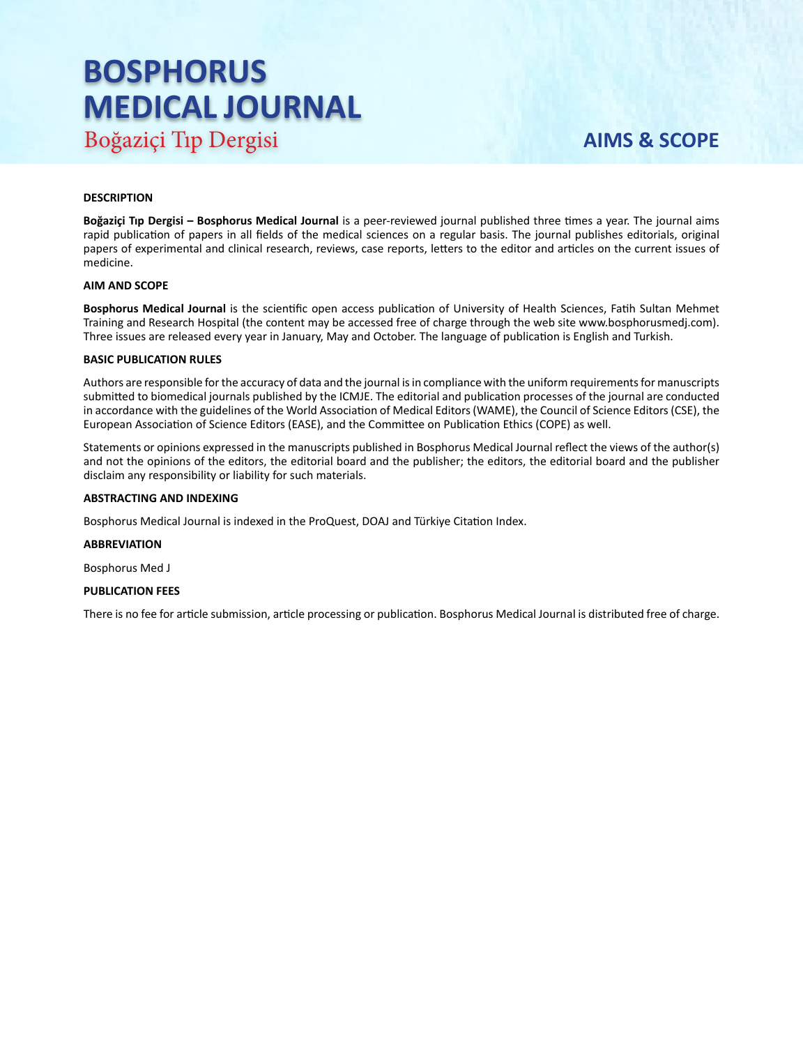# BOSPHORUS MEDICAL JOURNAL

Boğaziçi Tıp Dergisi

## AIMS & SCOPE

### DESCRIPTION

**Boğaziçi Tıp Dergisi – Bosphorus Medical Journal** is a peer-reviewed journal published three times a year. The journal aims rapid publication of papers in all fields of the medical sciences on a regular basis. The journal publishes editorials, original papers of experimental and clinical research, reviews, case reports, letters to the editor and articles on the current issues of medicine.

### AIM AND SCOPE

**Bosphorus Medical Journal** is the scientific open access publication of University of Health Sciences, Fatih Sultan Mehmet Training and Research Hospital (the content may be accessed free of charge through the web site www.bosphorusmedj.com). Three issues are released every year in January, May and October. The language of publication is English and Turkish.

### BASIC PUBLICATION RULES

Authors are responsible for the accuracy of data and the journal is in compliance with the uniform requirements for manuscripts submitted to biomedical journals published by the ICMJE. The editorial and publication processes of the journal are conducted in accordance with the guidelines of the World Association of Medical Editors (WAME), the Council of Science Editors (CSE), the European Association of Science Editors (EASE), and the Committee on Publication Ethics (COPE) as well.

Statements or opinions expressed in the manuscripts published in Bosphorus Medical Journal reflect the views of the author(s) and not the opinions of the editors, the editorial board and the publisher; the editors, the editorial board and the publisher disclaim any responsibility or liability for such materials.

### ABSTRACTING AND INDEXING

Bosphorus Medical Journal is indexed in the ProQuest, DOAJ and Türkiye Citation Index.

### ABBREVIATION

Bosphorus Med J

### PUBLICATION FEES

There is no fee for article submission, article processing or publication. Bosphorus Medical Journal is distributed free of charge.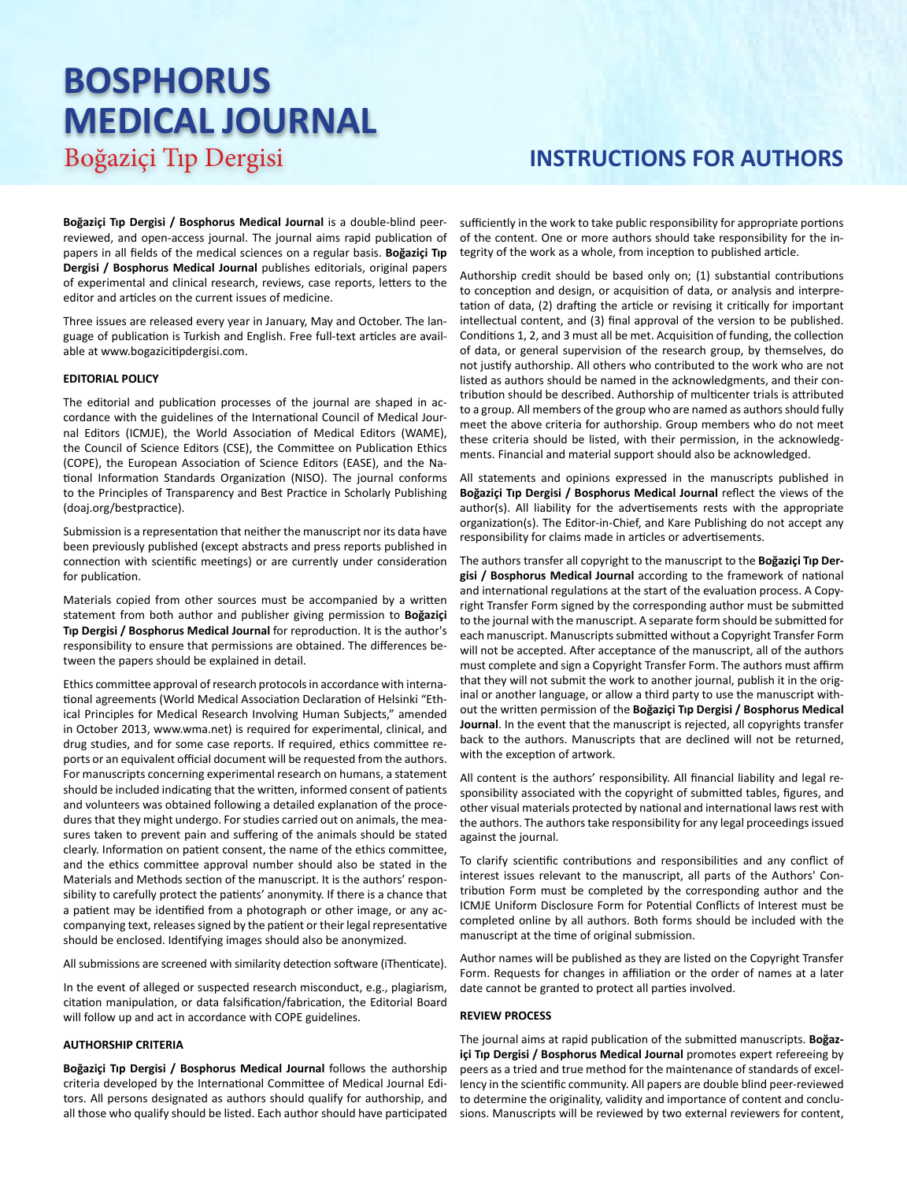# BOSPHORUS MEDICAL JOURNAL

Boğaziçi Tıp Dergisi

## INSTRUCTIONS FOR AUTHORS

**Boğaziçi Tıp Dergisi / Bosphorus Medical Journal** is a double-blind peer-reviewed, and open-access journal. The journal aims rapid publication of papers in all fields of the medical sciences on a regular basis. **Boğaziçi Tıp Dergisi / Bosphorus Medical Journal** publishes editorials, original papers of experimental and clinical research, reviews, case reports, letters to the editor and articles on the current issues of medicine.

Three issues are released every year in January, May and October. The language of publication is Turkish and English. Free full-text articles are available at www.bogazicitipdergisi.com.

### EDITORIAL POLICY

The editorial and publication processes of the journal are shaped in accordance with the guidelines of the International Council of Medical Journal Editors (ICMJE), the World Association of Medical Editors (WAME), the Council of Science Editors (CSE), the Committee on Publication Ethics (COPE), the European Association of Science Editors (EASE), and the National Information Standards Organization (NISO). The journal conforms to the Principles of Transparency and Best Practice in Scholarly Publishing (doaj.org/bestpractice).

Submission is a representation that neither the manuscript nor its data have been previously published (except abstracts and press reports published in connection with scientific meetings) or are currently under consideration for publication.

Materials copied from other sources must be accompanied by a written statement from both author and publisher giving permission to **Boğaziçi Tıp Dergisi / Bosphorus Medical Journal** for reproduction. It is the author's responsibility to ensure that permissions are obtained. The differences between the papers should be explained in detail.

Ethics committee approval of research protocols in accordance with international agreements (World Medical Association Declaration of Helsinki "Ethical Principles for Medical Research Involving Human Subjects," amended in October 2013, www.wma.net) is required for experimental, clinical, and drug studies, and for some case reports. If required, ethics committee reports or an equivalent official document will be requested from the authors. For manuscripts concerning experimental research on humans, a statement should be included indicating that the written, informed consent of patients and volunteers was obtained following a detailed explanation of the procedures that they might undergo. For studies carried out on animals, the measures taken to prevent pain and suffering of the animals should be stated clearly. Information on patient consent, the name of the ethics committee, and the ethics committee approval number should also be stated in the Materials and Methods section of the manuscript. It is the authors' responsibility to carefully protect the patients' anonymity. If there is a chance that a patient may be identified from a photograph or other image, or any accompanying text, releases signed by the patient or their legal representative should be enclosed. Identifying images should also be anonymized.

All submissions are screened with similarity detection software (iThenticate).

In the event of alleged or suspected research misconduct, e.g., plagiarism, citation manipulation, or data falsification/fabrication, the Editorial Board will follow up and act in accordance with COPE guidelines.

### AUTHORSHIP CRITERIA

**Boğaziçi Tıp Dergisi / Bosphorus Medical Journal** follows the authorship criteria developed by the International Committee of Medical Journal Editors. All persons designated as authors should qualify for authorship, and all those who qualify should be listed. Each author should have participated sufficiently in the work to take public responsibility for appropriate portions of the content. One or more authors should take responsibility for the integrity of the work as a whole, from inception to published article.

Authorship credit should be based only on; (1) substantial contributions to conception and design, or acquisition of data, or analysis and interpretation of data, (2) drafting the article or revising it critically for important intellectual content, and (3) final approval of the version to be published. Conditions 1, 2, and 3 must all be met. Acquisition of funding, the collection of data, or general supervision of the research group, by themselves, do not justify authorship. All others who contributed to the work who are not listed as authors should be named in the acknowledgments, and their contribution should be described. Authorship of multicenter trials is attributed to a group. All members of the group who are named as authors should fully meet the above criteria for authorship. Group members who do not meet these criteria should be listed, with their permission, in the acknowledgments. Financial and material support should also be acknowledged.

All statements and opinions expressed in the manuscripts published in **Boğaziçi Tıp Dergisi / Bosphorus Medical Journal** reflect the views of the author(s). All liability for the advertisements rests with the appropriate organization(s). The Editor-in-Chief, and Kare Publishing do not accept any responsibility for claims made in articles or advertisements.

The authors transfer all copyright to the manuscript to the **Boğaziçi Tıp Dergisi / Bosphorus Medical Journal** according to the framework of national and international regulations at the start of the evaluation process. A Copyright Transfer Form signed by the corresponding author must be submitted to the journal with the manuscript. A separate form should be submitted for each manuscript. Manuscripts submitted without a Copyright Transfer Form will not be accepted. After acceptance of the manuscript, all of the authors must complete and sign a Copyright Transfer Form. The authors must affirm that they will not submit the work to another journal, publish it in the original or another language, or allow a third party to use the manuscript without the written permission of the **Boğaziçi Tıp Dergisi / Bosphorus Medical Journal**. In the event that the manuscript is rejected, all copyrights transfer back to the authors. Manuscripts that are declined will not be returned, with the exception of artwork.

All content is the authors' responsibility. All financial liability and legal responsibility associated with the copyright of submitted tables, figures, and other visual materials protected by national and international laws rest with the authors. The authors take responsibility for any legal proceedings issued against the journal.

To clarify scientific contributions and responsibilities and any conflict of interest issues relevant to the manuscript, all parts of the Authors' Contribution Form must be completed by the corresponding author and the ICMJE Uniform Disclosure Form for Potential Conflicts of Interest must be completed online by all authors. Both forms should be included with the manuscript at the time of original submission.

Author names will be published as they are listed on the Copyright Transfer Form. Requests for changes in affiliation or the order of names at a later date cannot be granted to protect all parties involved.

### REVIEW PROCESS

The journal aims at rapid publication of the submitted manuscripts. **Boğaziçi Tıp Dergisi / Bosphorus Medical Journal** promotes expert refereeing by peers as a tried and true method for the maintenance of standards of excellency in the scientific community. All papers are double blind peer-reviewed to determine the originality, validity and importance of content and conclusions. Manuscripts will be reviewed by two external reviewers for content,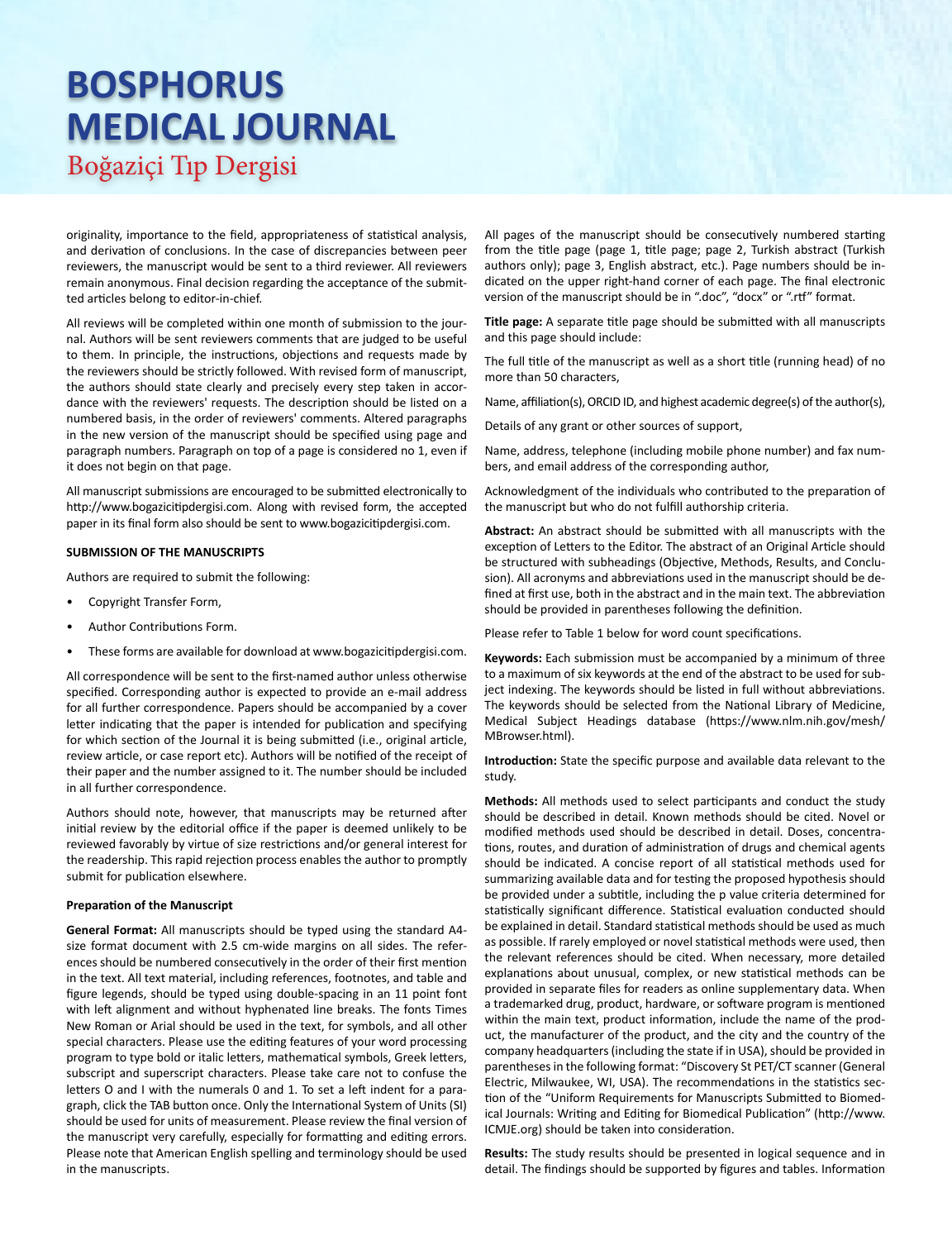originality, importance to the field, appropriateness of statistical analysis, and derivation of conclusions. In the case of discrepancies between peer reviewers, the manuscript would be sent to a third reviewer. All reviewers remain anonymous. Final decision regarding the acceptance of the submitted articles belong to editor-in-chief.

All reviews will be completed within one month of submission to the journal. Authors will be sent reviewers comments that are judged to be useful to them. In principle, the instructions, objections and requests made by the reviewers should be strictly followed. With revised form of manuscript, the authors should state clearly and precisely every step taken in accordance with the reviewers' requests. The description should be listed on a numbered basis, in the order of reviewers' comments. Altered paragraphs in the new version of the manuscript should be specified using page and paragraph numbers. Paragraph on top of a page is considered no 1, even if it does not begin on that page.

All manuscript submissions are encouraged to be submitted electronically to http://www.bogazicitipdergisi.com. Along with revised form, the accepted paper in its final form also should be sent to www.bogazicitipdergisi.com.

**SUBMISSION OF THE MANUSCRIPTS**

Authors are required to submit the following:

- Copyright Transfer Form,
- Author Contributions Form.
- These forms are available for download at www.bogazicitipdergisi.com.

All correspondence will be sent to the first-named author unless otherwise specified. Corresponding author is expected to provide an e-mail address for all further correspondence. Papers should be accompanied by a cover letter indicating that the paper is intended for publication and specifying for which section of the Journal it is being submitted (i.e., original article, review article, or case report etc). Authors will be notified of the receipt of their paper and the number assigned to it. The number should be included in all further correspondence.

Authors should note, however, that manuscripts may be returned after initial review by the editorial office if the paper is deemed unlikely to be reviewed favorably by virtue of size restrictions and/or general interest for the readership. This rapid rejection process enables the author to promptly submit for publication elsewhere.

**Preparation of the Manuscript**

**General Format:** All manuscripts should be typed using the standard A4-size format document with 2.5 cm-wide margins on all sides. The references should be numbered consecutively in the order of their first mention in the text. All text material, including references, footnotes, and table and figure legends, should be typed using double-spacing in an 11 point font with left alignment and without hyphenated line breaks. The fonts Times New Roman or Arial should be used in the text, for symbols, and all other special characters. Please use the editing features of your word processing program to type bold or italic letters, mathematical symbols, Greek letters, subscript and superscript characters. Please take care not to confuse the letters O and I with the numerals 0 and 1. To set a left indent for a paragraph, click the TAB button once. Only the International System of Units (SI) should be used for units of measurement. Please review the final version of the manuscript very carefully, especially for formatting and editing errors. Please note that American English spelling and terminology should be used in the manuscripts.

All pages of the manuscript should be consecutively numbered starting from the title page (page 1, title page; page 2, Turkish abstract (Turkish authors only); page 3, English abstract, etc.). Page numbers should be indicated on the upper right-hand corner of each page. The final electronic version of the manuscript should be in ".doc", "docx" or ".rtf" format.

**Title page:** A separate title page should be submitted with all manuscripts and this page should include:

The full title of the manuscript as well as a short title (running head) of no more than 50 characters,

Name, affiliation(s), ORCID ID, and highest academic degree(s) of the author(s),

Details of any grant or other sources of support,

Name, address, telephone (including mobile phone number) and fax numbers, and email address of the corresponding author,

Acknowledgment of the individuals who contributed to the preparation of the manuscript but who do not fulfill authorship criteria.

**Abstract:** An abstract should be submitted with all manuscripts with the exception of Letters to the Editor. The abstract of an Original Article should be structured with subheadings (Objective, Methods, Results, and Conclusion). All acronyms and abbreviations used in the manuscript should be defined at first use, both in the abstract and in the main text. The abbreviation should be provided in parentheses following the definition.

Please refer to Table 1 below for word count specifications.

**Keywords:** Each submission must be accompanied by a minimum of three to a maximum of six keywords at the end of the abstract to be used for subject indexing. The keywords should be listed in full without abbreviations. The keywords should be selected from the National Library of Medicine, Medical Subject Headings database (https://www.nlm.nih.gov/mesh/MBrowser.html).

**Introduction:** State the specific purpose and available data relevant to the study.

**Methods:** All methods used to select participants and conduct the study should be described in detail. Known methods should be cited. Novel or modified methods used should be described in detail. Doses, concentrations, routes, and duration of administration of drugs and chemical agents should be indicated. A concise report of all statistical methods used for summarizing available data and for testing the proposed hypothesis should be provided under a subtitle, including the p value criteria determined for statistically significant difference. Statistical evaluation conducted should be explained in detail. Standard statistical methods should be used as much as possible. If rarely employed or novel statistical methods were used, then the relevant references should be cited. When necessary, more detailed explanations about unusual, complex, or new statistical methods can be provided in separate files for readers as online supplementary data. When a trademarked drug, product, hardware, or software program is mentioned within the main text, product information, include the name of the product, the manufacturer of the product, and the city and the country of the company headquarters (including the state if in USA), should be provided in parentheses in the following format: "Discovery St PET/CT scanner (General Electric, Milwaukee, WI, USA). The recommendations in the statistics section of the "Uniform Requirements for Manuscripts Submitted to Biomedical Journals: Writing and Editing for Biomedical Publication" (http://www.ICMJE.org) should be taken into consideration.

**Results:** The study results should be presented in logical sequence and in detail. The findings should be supported by figures and tables. Information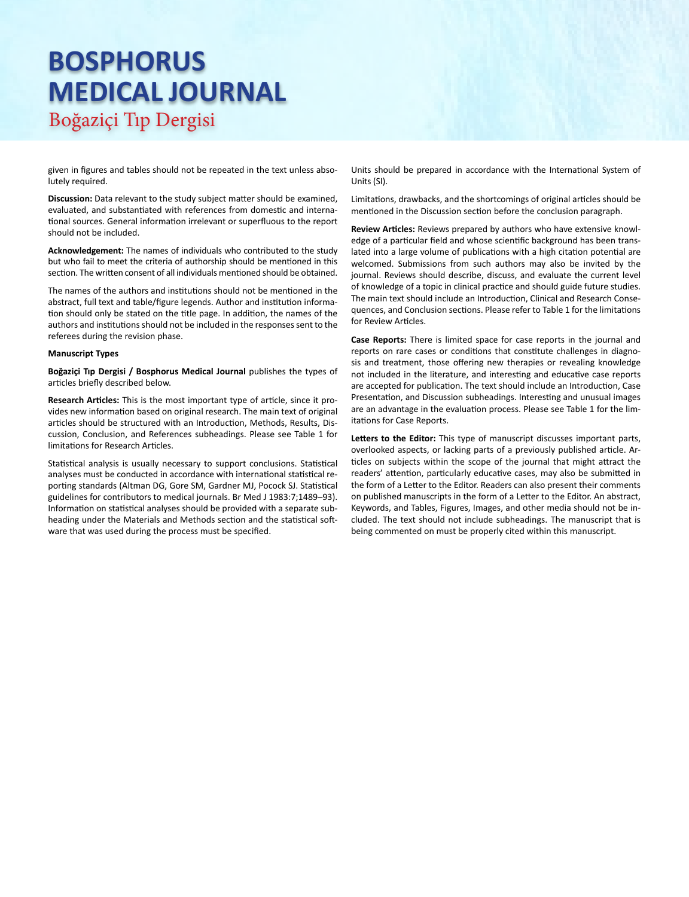given in figures and tables should not be repeated in the text unless absolutely required.

**Discussion:** Data relevant to the study subject matter should be examined, evaluated, and substantiated with references from domestic and international sources. General information irrelevant or superfluous to the report should not be included.

**Acknowledgement:** The names of individuals who contributed to the study but who fail to meet the criteria of authorship should be mentioned in this section. The written consent of all individuals mentioned should be obtained.

The names of the authors and institutions should not be mentioned in the abstract, full text and table/figure legends. Author and institution information should only be stated on the title page. In addition, the names of the authors and institutions should not be included in the responses sent to the referees during the revision phase.

**Manuscript Types**

**Boğaziçi Tıp Dergisi / Bosphorus Medical Journal** publishes the types of articles briefly described below.

**Research Articles:** This is the most important type of article, since it provides new information based on original research. The main text of original articles should be structured with an Introduction, Methods, Results, Discussion, Conclusion, and References subheadings. Please see Table 1 for limitations for Research Articles.

Statistical analysis is usually necessary to support conclusions. Statistical analyses must be conducted in accordance with international statistical reporting standards (Altman DG, Gore SM, Gardner MJ, Pocock SJ. Statistical guidelines for contributors to medical journals. Br Med J 1983:7;1489–93). Information on statistical analyses should be provided with a separate subheading under the Materials and Methods section and the statistical software that was used during the process must be specified.

Units should be prepared in accordance with the International System of Units (SI).

Limitations, drawbacks, and the shortcomings of original articles should be mentioned in the Discussion section before the conclusion paragraph.

**Review Articles:** Reviews prepared by authors who have extensive knowledge of a particular field and whose scientific background has been translated into a large volume of publications with a high citation potential are welcomed. Submissions from such authors may also be invited by the journal. Reviews should describe, discuss, and evaluate the current level of knowledge of a topic in clinical practice and should guide future studies. The main text should include an Introduction, Clinical and Research Consequences, and Conclusion sections. Please refer to Table 1 for the limitations for Review Articles.

**Case Reports:** There is limited space for case reports in the journal and reports on rare cases or conditions that constitute challenges in diagnosis and treatment, those offering new therapies or revealing knowledge not included in the literature, and interesting and educative case reports are accepted for publication. The text should include an Introduction, Case Presentation, and Discussion subheadings. Interesting and unusual images are an advantage in the evaluation process. Please see Table 1 for the limitations for Case Reports.

**Letters to the Editor:** This type of manuscript discusses important parts, overlooked aspects, or lacking parts of a previously published article. Articles on subjects within the scope of the journal that might attract the readers' attention, particularly educative cases, may also be submitted in the form of a Letter to the Editor. Readers can also present their comments on published manuscripts in the form of a Letter to the Editor. An abstract, Keywords, and Tables, Figures, Images, and other media should not be included. The text should not include subheadings. The manuscript that is being commented on must be properly cited within this manuscript.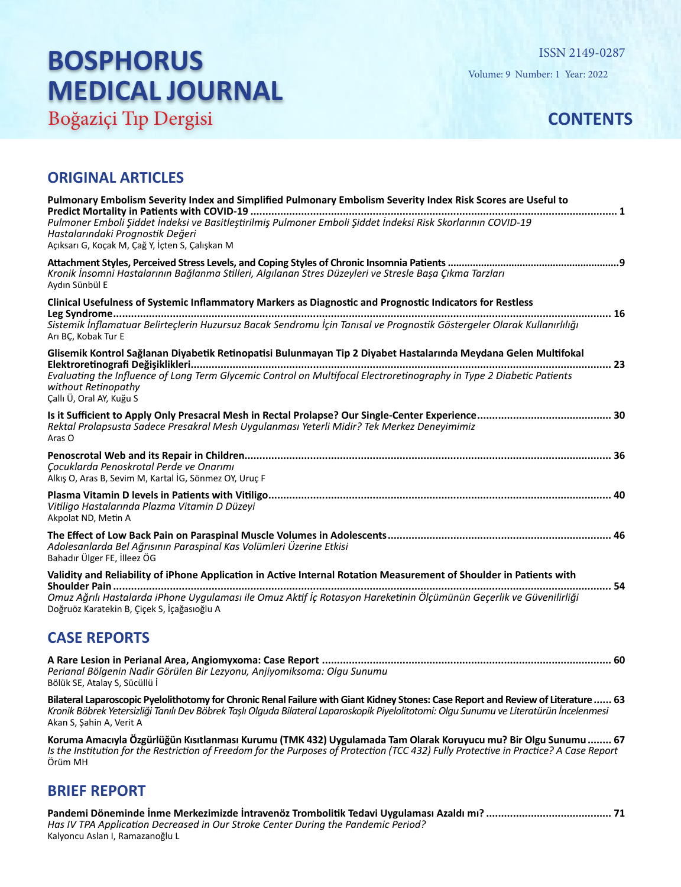# BOSPHORUS MEDICAL JOURNAL

Boğaziçi Tıp Dergisi

ISSN 2149-0287

Volume: 9 Number: 1 Year: 2022

## CONTENTS

## ORIGINAL ARTICLES

**Pulmonary Embolism Severity Index and Simplified Pulmonary Embolism Severity Index Risk Scores are Useful to Predict Mortality in Patients with COVID-19 ........ 1**
*Pulmoner Emboli Şiddet İndeksi ve Basitleştirilmiş Pulmoner Emboli Şiddet İndeksi Risk Skorlarının COVID-19 Hastalarındaki Prognostik Değeri*
Açıksarı G, Koçak M, Çağ Y, İçten S, Çalışkan M

**Attachment Styles, Perceived Stress Levels, and Coping Styles of Chronic Insomnia Patients ........ 9**
*Kronik İnsomni Hastalarının Bağlanma Stilleri, Algılanan Stres Düzeyleri ve Stresle Başa Çıkma Tarzları*
Aydın Sünbül E

**Clinical Usefulness of Systemic Inflammatory Markers as Diagnostic and Prognostic Indicators for Restless Leg Syndrome ........ 16**
*Sistemik İnflamatuar Belirteçlerin Huzursuz Bacak Sendromu İçin Tanısal ve Prognostik Göstergeler Olarak Kullanırlılığı*
Arı BÇ, Kobak Tur E

**Glisemik Kontrol Sağlanan Diyabetik Retinopatisi Bulunmayan Tip 2 Diyabet Hastalarında Meydana Gelen Multifokal Elektroretinografi Değişiklikleri ........ 23**
*Evaluating the Influence of Long Term Glycemic Control on Multifocal Electroretinography in Type 2 Diabetic Patients without Retinopathy*
Çallı Ü, Oral AY, Kuğu S

**Is it Sufficient to Apply Only Presacral Mesh in Rectal Prolapse? Our Single-Center Experience ........ 30**
*Rektal Prolapsusta Sadece Presakral Mesh Uygulanması Yeterli Midir? Tek Merkez Deneyimimiz*
Aras O

**Penoscrotal Web and its Repair in Children ........ 36**
*Çocuklarda Penoskrotal Perde ve Onarımı*
Alkış O, Aras B, Sevim M, Kartal İG, Sönmez OY, Uruç F

**Plasma Vitamin D levels in Patients with Vitiligo ........ 40**
*Vitiligo Hastalarında Plazma Vitamin D Düzeyi*
Akpolat ND, Metin A

**The Effect of Low Back Pain on Paraspinal Muscle Volumes in Adolescents ........ 46**
*Adolesanlarda Bel Ağrısının Paraspinal Kas Volümleri Üzerine Etkisi*
Bahadır Ülger FE, İlleez ÖG

**Validity and Reliability of iPhone Application in Active Internal Rotation Measurement of Shoulder in Patients with Shoulder Pain ........ 54**
*Omuz Ağrılı Hastalarda iPhone Uygulaması ile Omuz Aktif İç Rotasyon Hareketinin Ölçümünün Geçerlik ve Güvenilirliği*
Doğruöz Karatekin B, Çiçek S, İçağasıoğlu A

## CASE REPORTS

**A Rare Lesion in Perianal Area, Angiomyxoma: Case Report ........ 60**
*Perianal Bölgenin Nadir Görülen Bir Lezyonu, Anjiyomiksoma: Olgu Sunumu*
Bölük SE, Atalay S, Sücüllü İ

**Bilateral Laparoscopic Pyelolithotomy for Chronic Renal Failure with Giant Kidney Stones: Case Report and Review of Literature ........ 63**
*Kronik Böbrek Yetersizliği Tanılı Dev Böbrek Taşlı Olguda Bilateral Laparoskopik Piyelolitotomi: Olgu Sunumu ve Literatürün İncelenmesi*
Akan S, Şahin A, Verit A

**Koruma Amacıyla Özgürlüğün Kısıtlanması Kurumu (TMK 432) Uygulamada Tam Olarak Koruyucu mu? Bir Olgu Sunumu ........ 67**
*Is the Institution for the Restriction of Freedom for the Purposes of Protection (TCC 432) Fully Protective in Practice? A Case Report*
Örüm MH

## BRIEF REPORT

**Pandemi Döneminde İnme Merkezimizde İntravenöz Trombolitik Tedavi Uygulaması Azaldı mı? ........ 71**
*Has IV TPA Application Decreased in Our Stroke Center During the Pandemic Period?*
Kalyoncu Aslan I, Ramazanoğlu L